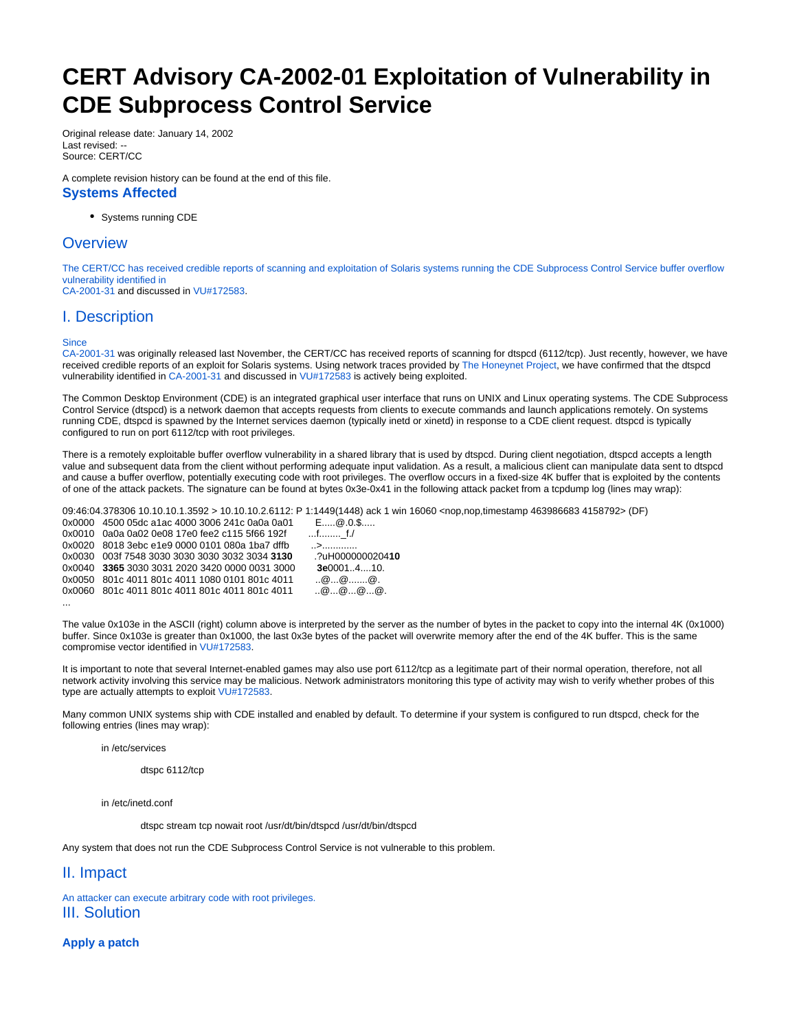# CERT Advisory CA-2002-01 Exploitation of Vulnerability in CDE Subprocess Control Service

Original release date: January 14, 2002
Last revised: --
Source: CERT/CC

A complete revision history can be found at the end of this file.

## Systems Affected

- Systems running CDE

## Overview

The CERT/CC has received credible reports of scanning and exploitation of Solaris systems running the CDE Subprocess Control Service buffer overflow vulnerability identified in
CA-2001-31 and discussed in VU#172583.

## I. Description

Since
CA-2001-31 was originally released last November, the CERT/CC has received reports of scanning for dtspcd (6112/tcp). Just recently, however, we have received credible reports of an exploit for Solaris systems. Using network traces provided by The Honeynet Project, we have confirmed that the dtspcd vulnerability identified in CA-2001-31 and discussed in VU#172583 is actively being exploited.

The Common Desktop Environment (CDE) is an integrated graphical user interface that runs on UNIX and Linux operating systems. The CDE Subprocess Control Service (dtspcd) is a network daemon that accepts requests from clients to execute commands and launch applications remotely. On systems running CDE, dtspcd is spawned by the Internet services daemon (typically inetd or xinetd) in response to a CDE client request. dtspcd is typically configured to run on port 6112/tcp with root privileges.

There is a remotely exploitable buffer overflow vulnerability in a shared library that is used by dtspcd. During client negotiation, dtspcd accepts a length value and subsequent data from the client without performing adequate input validation. As a result, a malicious client can manipulate data sent to dtspcd and cause a buffer overflow, potentially executing code with root privileges. The overflow occurs in a fixed-size 4K buffer that is exploited by the contents of one of the attack packets. The signature can be found at bytes 0x3e-0x41 in the following attack packet from a tcpdump log (lines may wrap):

```
09:46:04.378306 10.10.10.1.3592 > 10.10.10.2.6112: P 1:1449(1448) ack 1 win 16060 <nop,nop,timestamp 463986683 4158792> (DF)
0x0000  4500 05dc a1ac 4000 3006 241c 0a0a 0a01       E.....@.0.$.....
0x0010  0a0a 0a02 0e08 17e0 fee2 c115 5f66 192f       ...f........_f./
0x0020  8018 3ebc e1e9 0000 0101 080a 1ba7 dffb       ..>.............
0x0030  003f 7548 3030 3030 3030 3032 3034 3130       .?uH000000020410
0x0040  3365 3030 3031 2020 3420 0000 0031 3000       3e0001..4....10.
0x0050  801c 4011 801c 4011 1080 0101 801c 4011       ..@...@.......@.
0x0060  801c 4011 801c 4011 801c 4011 801c 4011       ..@...@...@...@.
...
```

The value 0x103e in the ASCII (right) column above is interpreted by the server as the number of bytes in the packet to copy into the internal 4K (0x1000) buffer. Since 0x103e is greater than 0x1000, the last 0x3e bytes of the packet will overwrite memory after the end of the 4K buffer. This is the same compromise vector identified in VU#172583.

It is important to note that several Internet-enabled games may also use port 6112/tcp as a legitimate part of their normal operation, therefore, not all network activity involving this service may be malicious. Network administrators monitoring this type of activity may wish to verify whether probes of this type are actually attempts to exploit VU#172583.

Many common UNIX systems ship with CDE installed and enabled by default. To determine if your system is configured to run dtspcd, check for the following entries (lines may wrap):

in /etc/services

```
dtspc 6112/tcp
```

in /etc/inetd.conf

```
dtspc stream tcp nowait root /usr/dt/bin/dtspcd /usr/dt/bin/dtspcd
```

Any system that does not run the CDE Subprocess Control Service is not vulnerable to this problem.

## II. Impact

An attacker can execute arbitrary code with root privileges.

## III. Solution

### Apply a patch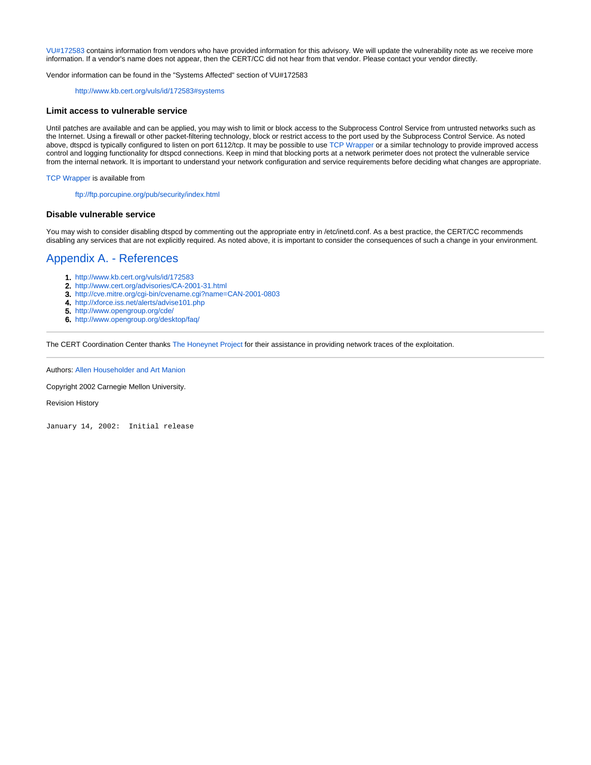VU#172583 contains information from vendors who have provided information for this advisory. We will update the vulnerability note as we receive more information. If a vendor's name does not appear, then the CERT/CC did not hear from that vendor. Please contact your vendor directly.

Vendor information can be found in the "Systems Affected" section of VU#172583

> http://www.kb.cert.org/vuls/id/172583#systems

### Limit access to vulnerable service

Until patches are available and can be applied, you may wish to limit or block access to the Subprocess Control Service from untrusted networks such as the Internet. Using a firewall or other packet-filtering technology, block or restrict access to the port used by the Subprocess Control Service. As noted above, dtspcd is typically configured to listen on port 6112/tcp. It may be possible to use TCP Wrapper or a similar technology to provide improved access control and logging functionality for dtspcd connections. Keep in mind that blocking ports at a network perimeter does not protect the vulnerable service from the internal network. It is important to understand your network configuration and service requirements before deciding what changes are appropriate.

TCP Wrapper is available from

> ftp://ftp.porcupine.org/pub/security/index.html

### Disable vulnerable service

You may wish to consider disabling dtspcd by commenting out the appropriate entry in /etc/inetd.conf. As a best practice, the CERT/CC recommends disabling any services that are not explicitly required. As noted above, it is important to consider the consequences of such a change in your environment.

## Appendix A. - References

1. http://www.kb.cert.org/vuls/id/172583
2. http://www.cert.org/advisories/CA-2001-31.html
3. http://cve.mitre.org/cgi-bin/cvename.cgi?name=CAN-2001-0803
4. http://xforce.iss.net/alerts/advise101.php
5. http://www.opengroup.org/cde/
6. http://www.opengroup.org/desktop/faq/

---

The CERT Coordination Center thanks The Honeynet Project for their assistance in providing network traces of the exploitation.

---

Authors: Allen Householder and Art Manion

Copyright 2002 Carnegie Mellon University.

Revision History

```
January 14, 2002:  Initial release
```